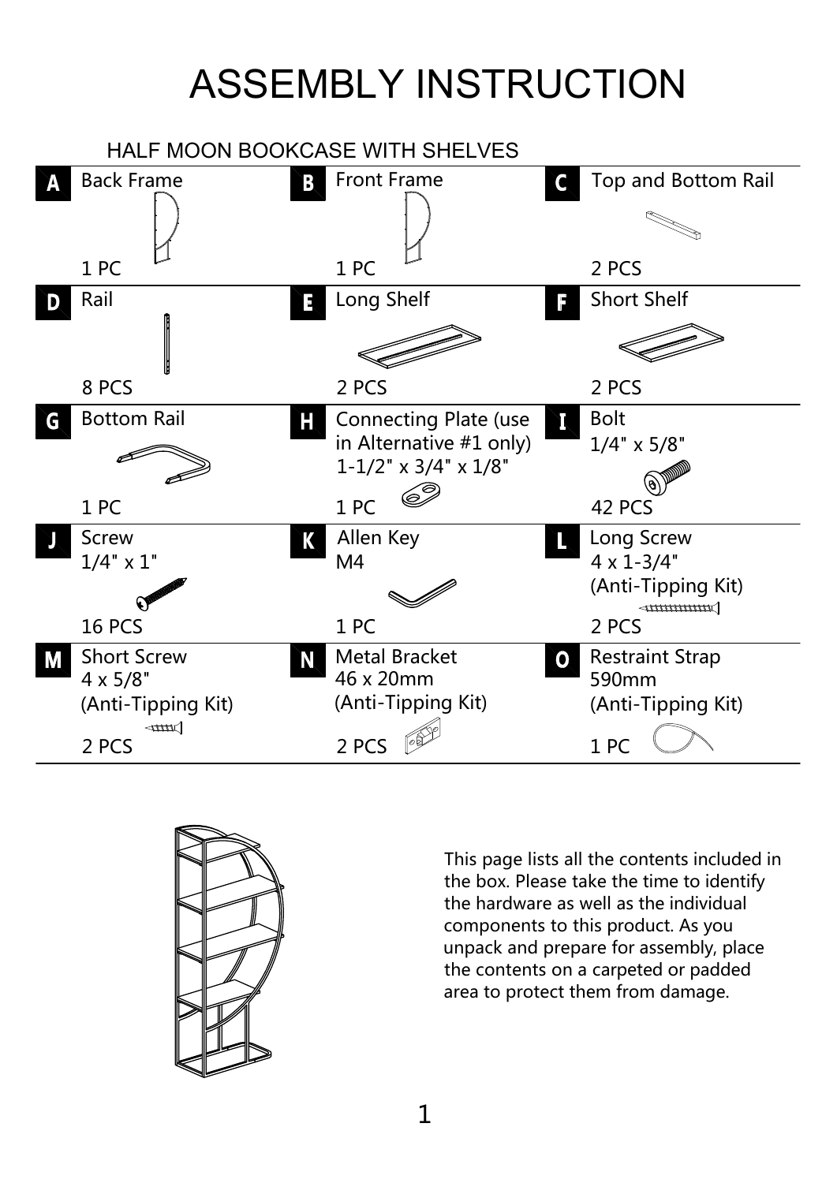# ASSEMBLY INSTRUCTION

## HALF MOON BOOKCASE WITH SHELVES

| | | | | | |
|---|---|---|---|---|---|
| **A** | Back Frame<br>1 PC | **B** | Front Frame<br>1 PC | **C** | Top and Bottom Rail<br>2 PCS |
| **D** | Rail<br>8 PCS | **E** | Long Shelf<br>2 PCS | **F** | Short Shelf<br>2 PCS |
| **G** | Bottom Rail<br>1 PC | **H** | Connecting Plate (use in Alternative #1 only)<br>1-1/2" x 3/4" x 1/8"<br>1 PC | **I** | Bolt<br>1/4" x 5/8"<br>42 PCS |
| **J** | Screw<br>1/4" x 1"<br>16 PCS | **K** | Allen Key<br>M4<br>1 PC | **L** | Long Screw<br>4 x 1-3/4"<br>(Anti-Tipping Kit)<br>2 PCS |
| **M** | Short Screw<br>4 x 5/8"<br>(Anti-Tipping Kit)<br>2 PCS | **N** | Metal Bracket<br>46 x 20mm<br>(Anti-Tipping Kit)<br>2 PCS | **O** | Restraint Strap<br>590mm<br>(Anti-Tipping Kit)<br>1 PC |

This page lists all the contents included in the box. Please take the time to identify the hardware as well as the individual components to this product. As you unpack and prepare for assembly, place the contents on a carpeted or padded area to protect them from damage.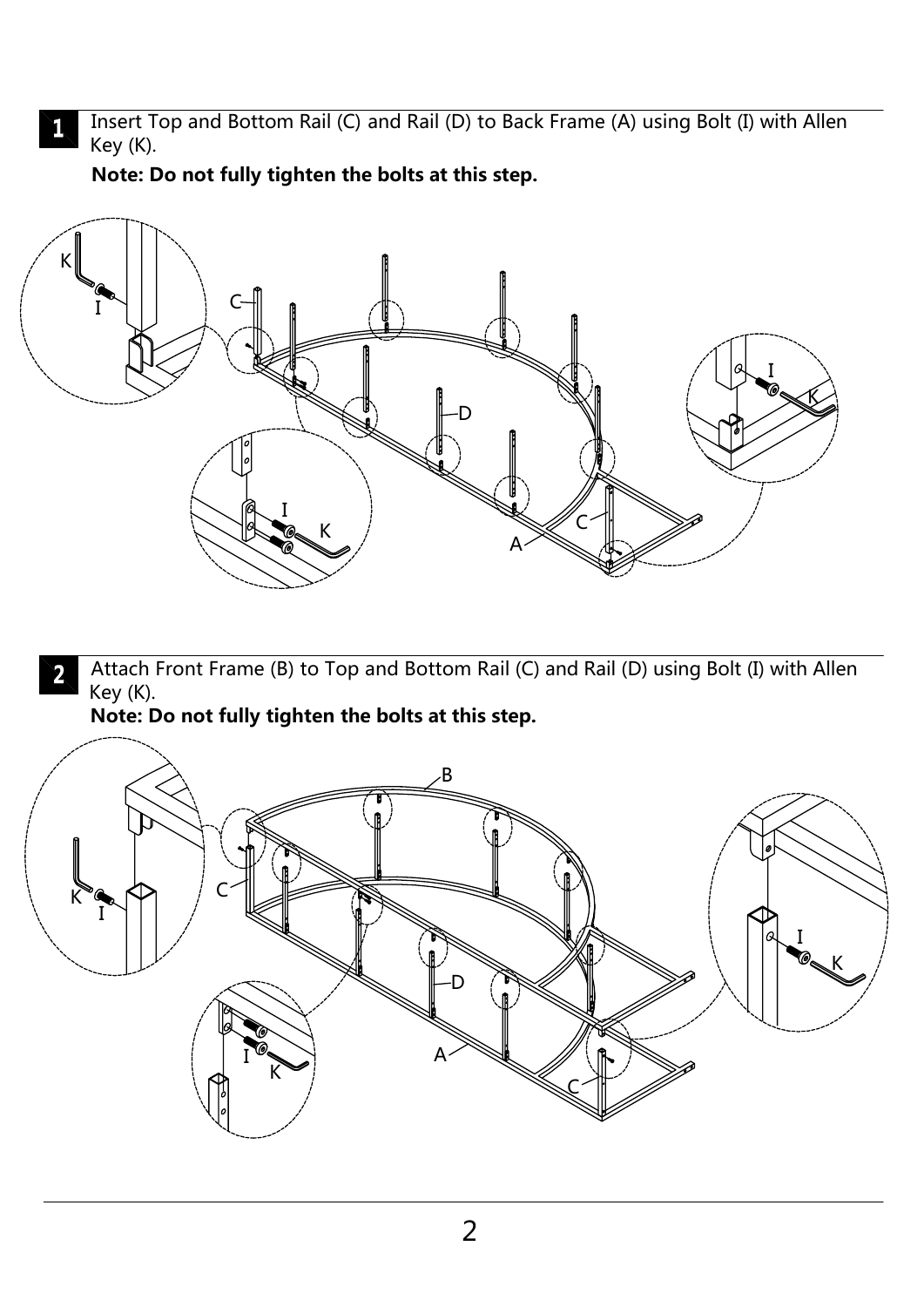**1** Insert Top and Bottom Rail (C) and Rail (D) to Back Frame (A) using Bolt (I) with Allen Key (K).

**Note: Do not fully tighten the bolts at this step.**

**2** Attach Front Frame (B) to Top and Bottom Rail (C) and Rail (D) using Bolt (I) with Allen Key (K).

**Note: Do not fully tighten the bolts at this step.**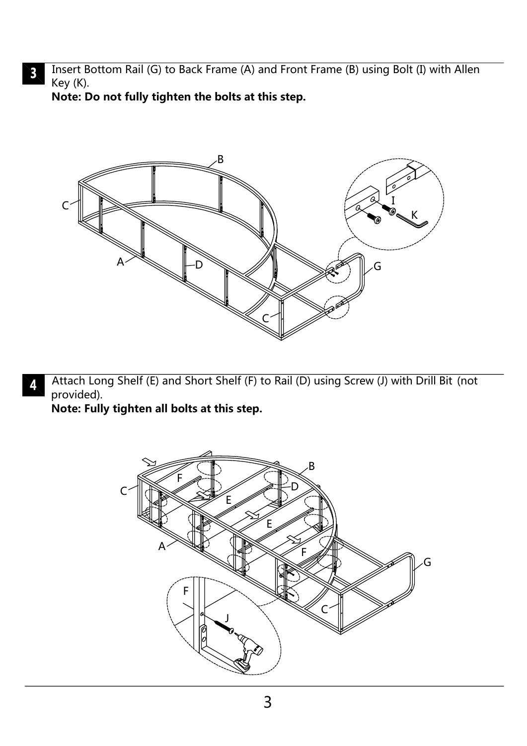**3** Insert Bottom Rail (G) to Back Frame (A) and Front Frame (B) using Bolt (I) with Allen Key (K).

**Note: Do not fully tighten the bolts at this step.**

**4** Attach Long Shelf (E) and Short Shelf (F) to Rail (D) using Screw (J) with Drill Bit (not provided).

**Note: Fully tighten all bolts at this step.**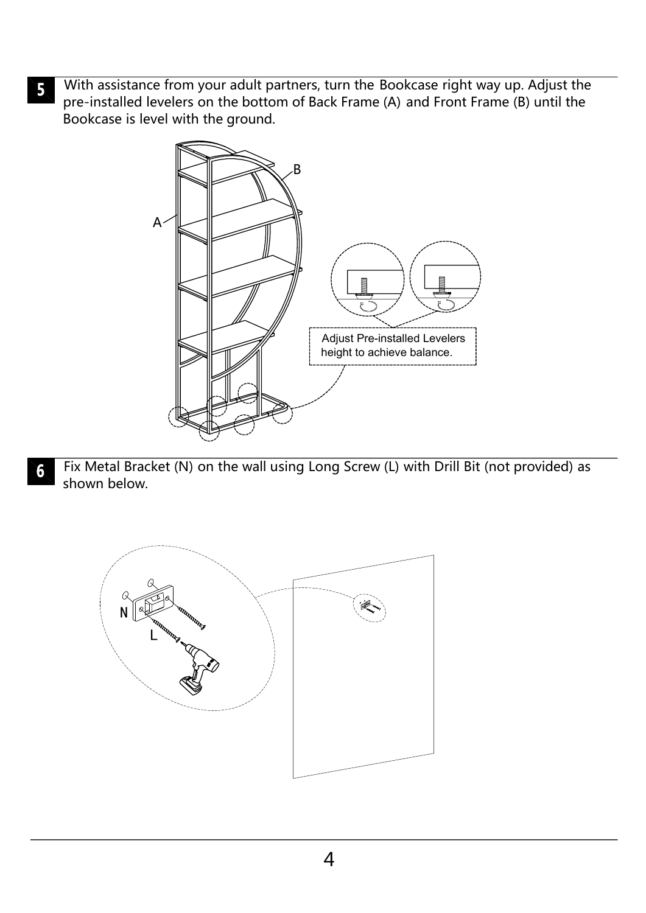**5** With assistance from your adult partners, turn the Bookcase right way up. Adjust the pre-installed levelers on the bottom of Back Frame (A) and Front Frame (B) until the Bookcase is level with the ground.

Adjust Pre-installed Levelers height to achieve balance.

**6** Fix Metal Bracket (N) on the wall using Long Screw (L) with Drill Bit (not provided) as shown below.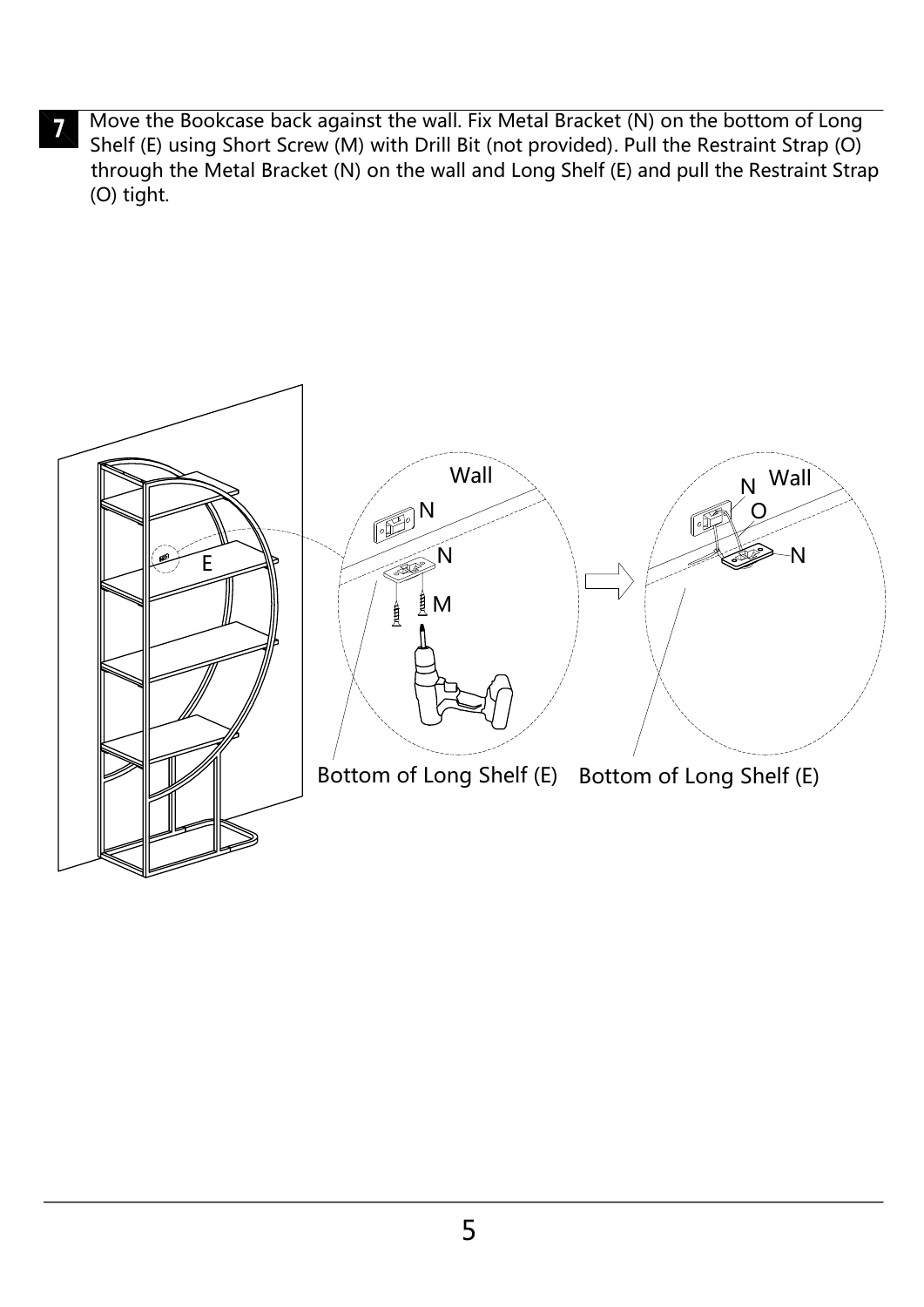**7** Move the Bookcase back against the wall. Fix Metal Bracket (N) on the bottom of Long Shelf (E) using Short Screw (M) with Drill Bit (not provided). Pull the Restraint Strap (O) through the Metal Bracket (N) on the wall and Long Shelf (E) and pull the Restraint Strap (O) tight.

E

Wall

N

N

M

Bottom of Long Shelf (E)

N Wall

O

N

Bottom of Long Shelf (E)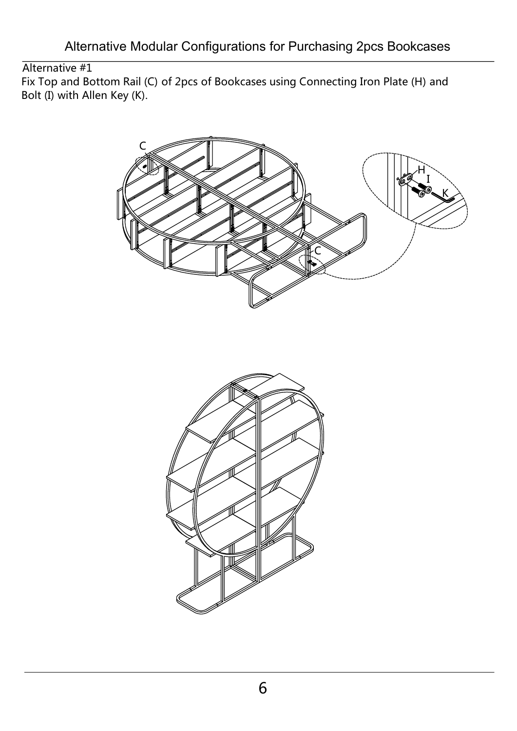# Alternative Modular Configurations for Purchasing 2pcs Bookcases

Alternative #1

Fix Top and Bottom Rail (C) of 2pcs of Bookcases using Connecting Iron Plate (H) and Bolt (I) with Allen Key (K).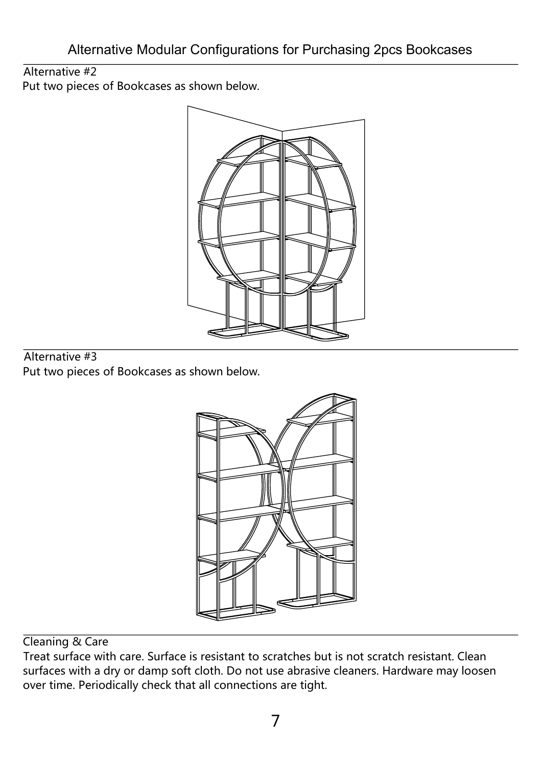## Alternative Modular Configurations for Purchasing 2pcs Bookcases

### Alternative #2

Put two pieces of Bookcases as shown below.

### Alternative #3

Put two pieces of Bookcases as shown below.

### Cleaning & Care

Treat surface with care. Surface is resistant to scratches but is not scratch resistant. Clean surfaces with a dry or damp soft cloth. Do not use abrasive cleaners. Hardware may loosen over time. Periodically check that all connections are tight.